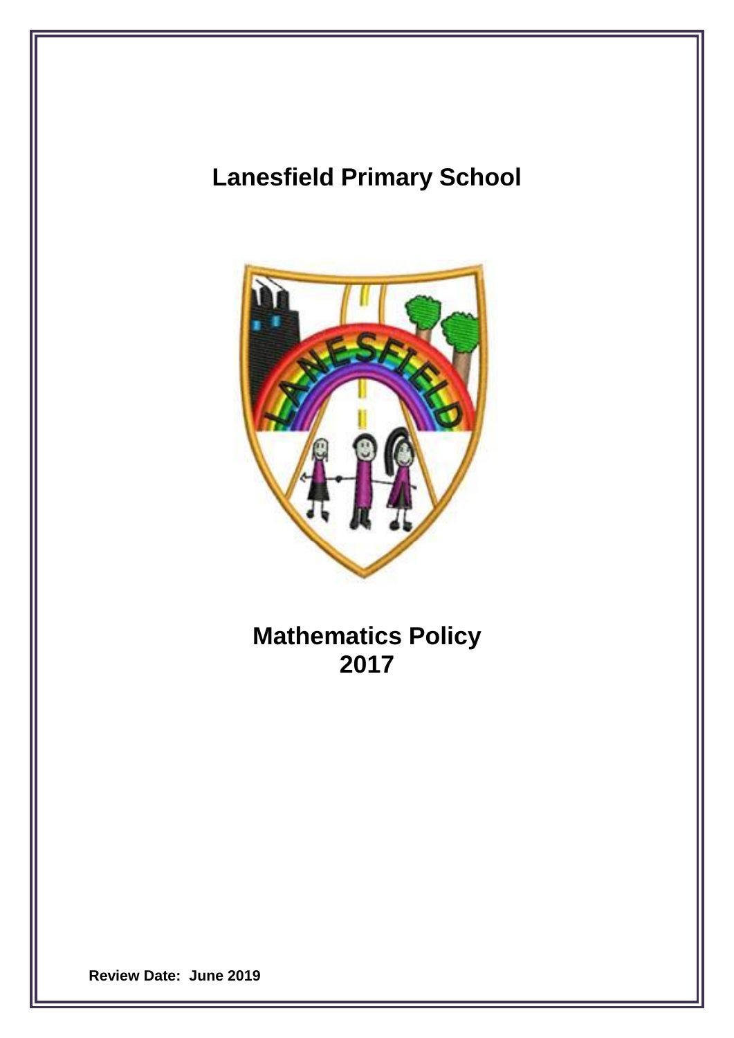# Lanesfield Primary School

# Mathematics Policy 2017

**Review Date: June 2019**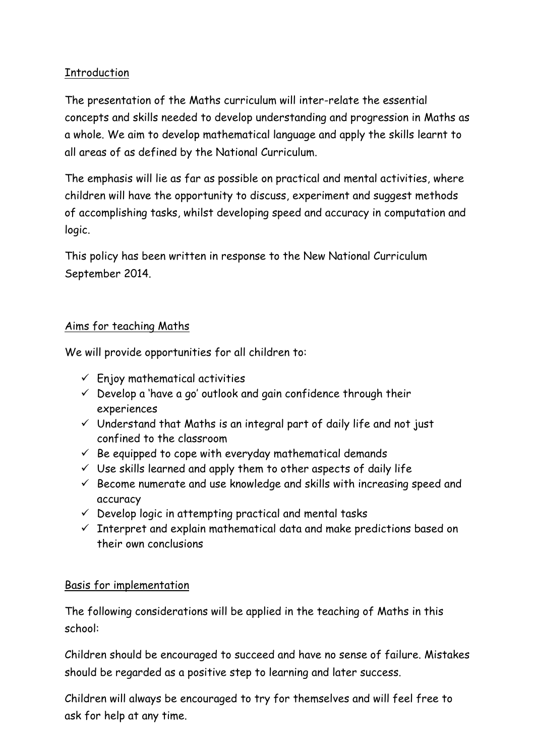## Introduction

The presentation of the Maths curriculum will inter-relate the essential concepts and skills needed to develop understanding and progression in Maths as a whole. We aim to develop mathematical language and apply the skills learnt to all areas of as defined by the National Curriculum.

The emphasis will lie as far as possible on practical and mental activities, where children will have the opportunity to discuss, experiment and suggest methods of accomplishing tasks, whilst developing speed and accuracy in computation and logic.

This policy has been written in response to the New National Curriculum September 2014.

## Aims for teaching Maths

We will provide opportunities for all children to:

- ✓ Enjoy mathematical activities
- ✓ Develop a 'have a go' outlook and gain confidence through their experiences
- ✓ Understand that Maths is an integral part of daily life and not just confined to the classroom
- ✓ Be equipped to cope with everyday mathematical demands
- ✓ Use skills learned and apply them to other aspects of daily life
- ✓ Become numerate and use knowledge and skills with increasing speed and accuracy
- ✓ Develop logic in attempting practical and mental tasks
- ✓ Interpret and explain mathematical data and make predictions based on their own conclusions

## Basis for implementation

The following considerations will be applied in the teaching of Maths in this school:

Children should be encouraged to succeed and have no sense of failure. Mistakes should be regarded as a positive step to learning and later success.

Children will always be encouraged to try for themselves and will feel free to ask for help at any time.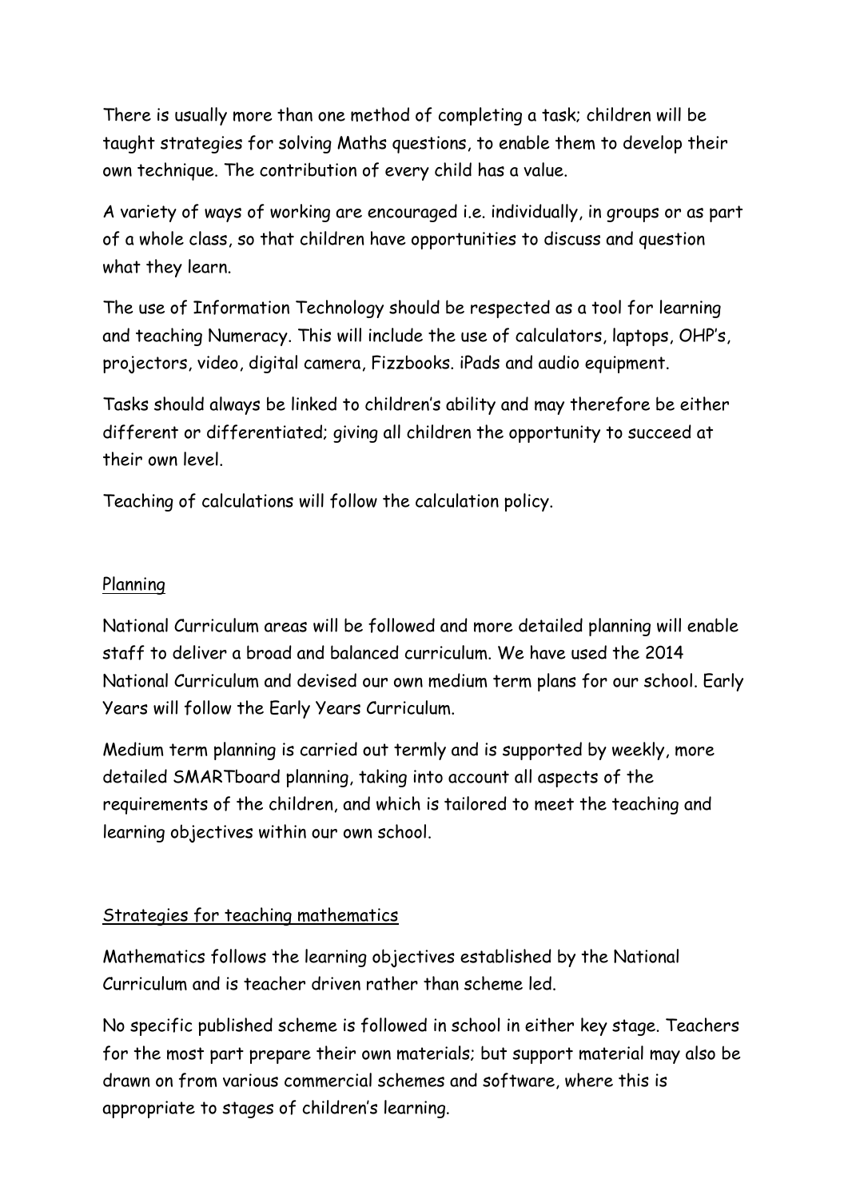There is usually more than one method of completing a task; children will be taught strategies for solving Maths questions, to enable them to develop their own technique. The contribution of every child has a value.

A variety of ways of working are encouraged i.e. individually, in groups or as part of a whole class, so that children have opportunities to discuss and question what they learn.

The use of Information Technology should be respected as a tool for learning and teaching Numeracy. This will include the use of calculators, laptops, OHP's, projectors, video, digital camera, Fizzbooks. iPads and audio equipment.

Tasks should always be linked to children's ability and may therefore be either different or differentiated; giving all children the opportunity to succeed at their own level.

Teaching of calculations will follow the calculation policy.

## Planning

National Curriculum areas will be followed and more detailed planning will enable staff to deliver a broad and balanced curriculum. We have used the 2014 National Curriculum and devised our own medium term plans for our school. Early Years will follow the Early Years Curriculum.

Medium term planning is carried out termly and is supported by weekly, more detailed SMARTboard planning, taking into account all aspects of the requirements of the children, and which is tailored to meet the teaching and learning objectives within our own school.

## Strategies for teaching mathematics

Mathematics follows the learning objectives established by the National Curriculum and is teacher driven rather than scheme led.

No specific published scheme is followed in school in either key stage. Teachers for the most part prepare their own materials; but support material may also be drawn on from various commercial schemes and software, where this is appropriate to stages of children's learning.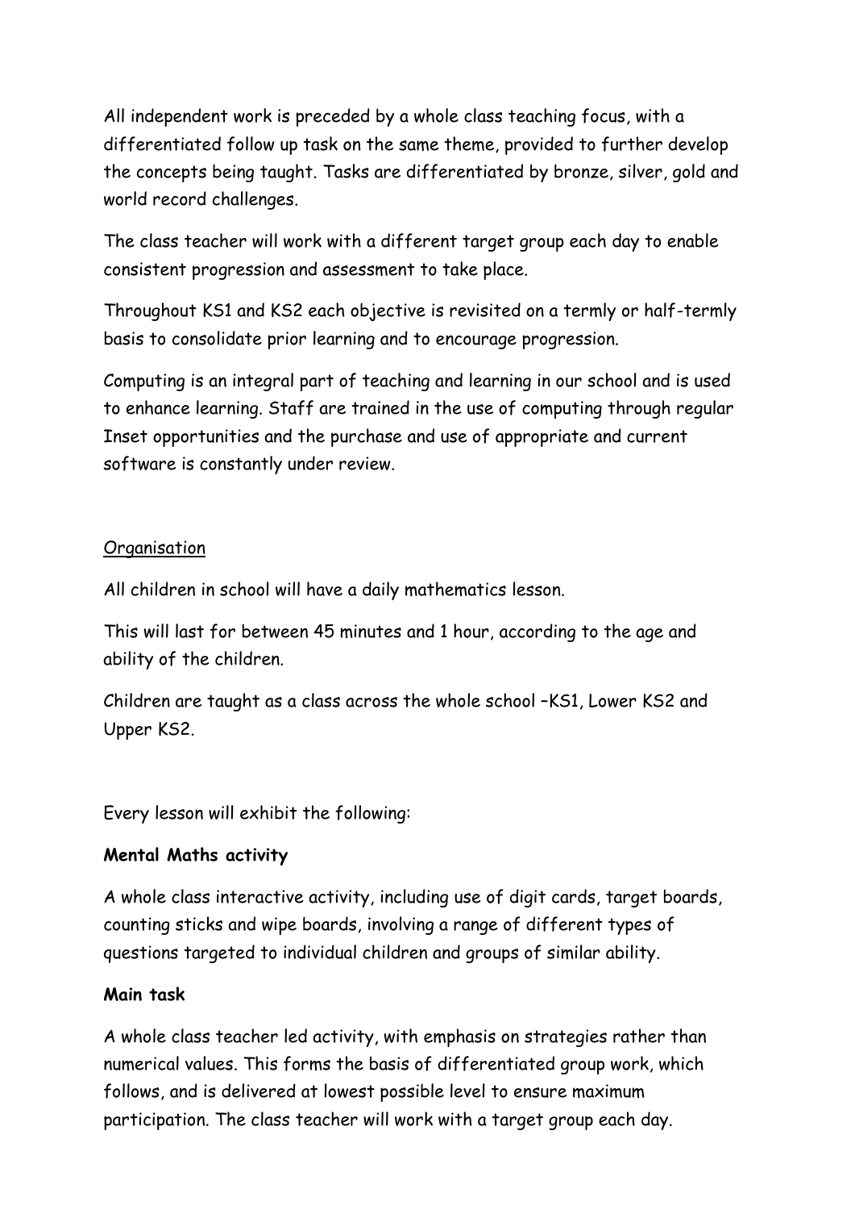All independent work is preceded by a whole class teaching focus, with a differentiated follow up task on the same theme, provided to further develop the concepts being taught. Tasks are differentiated by bronze, silver, gold and world record challenges.

The class teacher will work with a different target group each day to enable consistent progression and assessment to take place.

Throughout KS1 and KS2 each objective is revisited on a termly or half-termly basis to consolidate prior learning and to encourage progression.

Computing is an integral part of teaching and learning in our school and is used to enhance learning. Staff are trained in the use of computing through regular Inset opportunities and the purchase and use of appropriate and current software is constantly under review.

<u>Organisation</u>

All children in school will have a daily mathematics lesson.

This will last for between 45 minutes and 1 hour, according to the age and ability of the children.

Children are taught as a class across the whole school –KS1, Lower KS2 and Upper KS2.

Every lesson will exhibit the following:

**Mental Maths activity**

A whole class interactive activity, including use of digit cards, target boards, counting sticks and wipe boards, involving a range of different types of questions targeted to individual children and groups of similar ability.

**Main task**

A whole class teacher led activity, with emphasis on strategies rather than numerical values. This forms the basis of differentiated group work, which follows, and is delivered at lowest possible level to ensure maximum participation. The class teacher will work with a target group each day.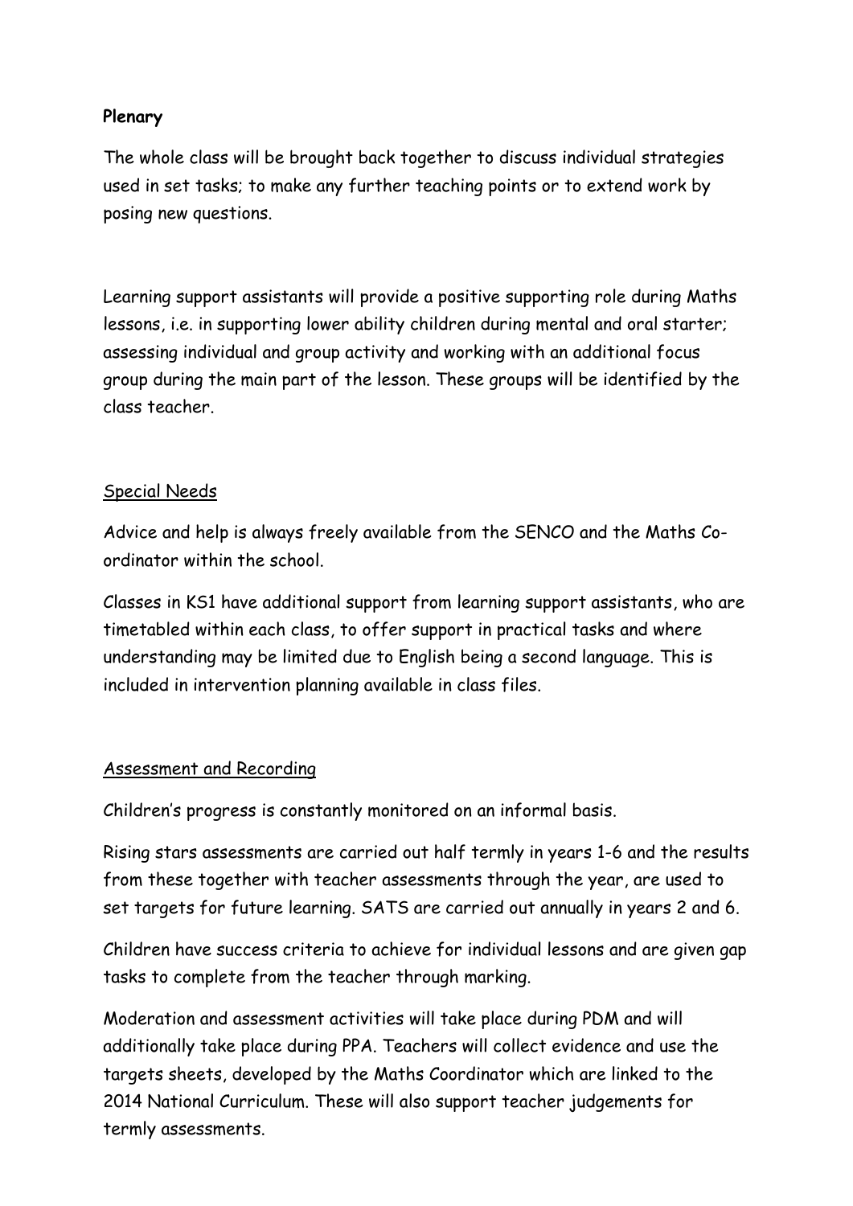**Plenary**

The whole class will be brought back together to discuss individual strategies used in set tasks; to make any further teaching points or to extend work by posing new questions.

Learning support assistants will provide a positive supporting role during Maths lessons, i.e. in supporting lower ability children during mental and oral starter; assessing individual and group activity and working with an additional focus group during the main part of the lesson. These groups will be identified by the class teacher.

## Special Needs

Advice and help is always freely available from the SENCO and the Maths Co-ordinator within the school.

Classes in KS1 have additional support from learning support assistants, who are timetabled within each class, to offer support in practical tasks and where understanding may be limited due to English being a second language. This is included in intervention planning available in class files.

## Assessment and Recording

Children's progress is constantly monitored on an informal basis.

Rising stars assessments are carried out half termly in years 1-6 and the results from these together with teacher assessments through the year, are used to set targets for future learning. SATS are carried out annually in years 2 and 6.

Children have success criteria to achieve for individual lessons and are given gap tasks to complete from the teacher through marking.

Moderation and assessment activities will take place during PDM and will additionally take place during PPA. Teachers will collect evidence and use the targets sheets, developed by the Maths Coordinator which are linked to the 2014 National Curriculum. These will also support teacher judgements for termly assessments.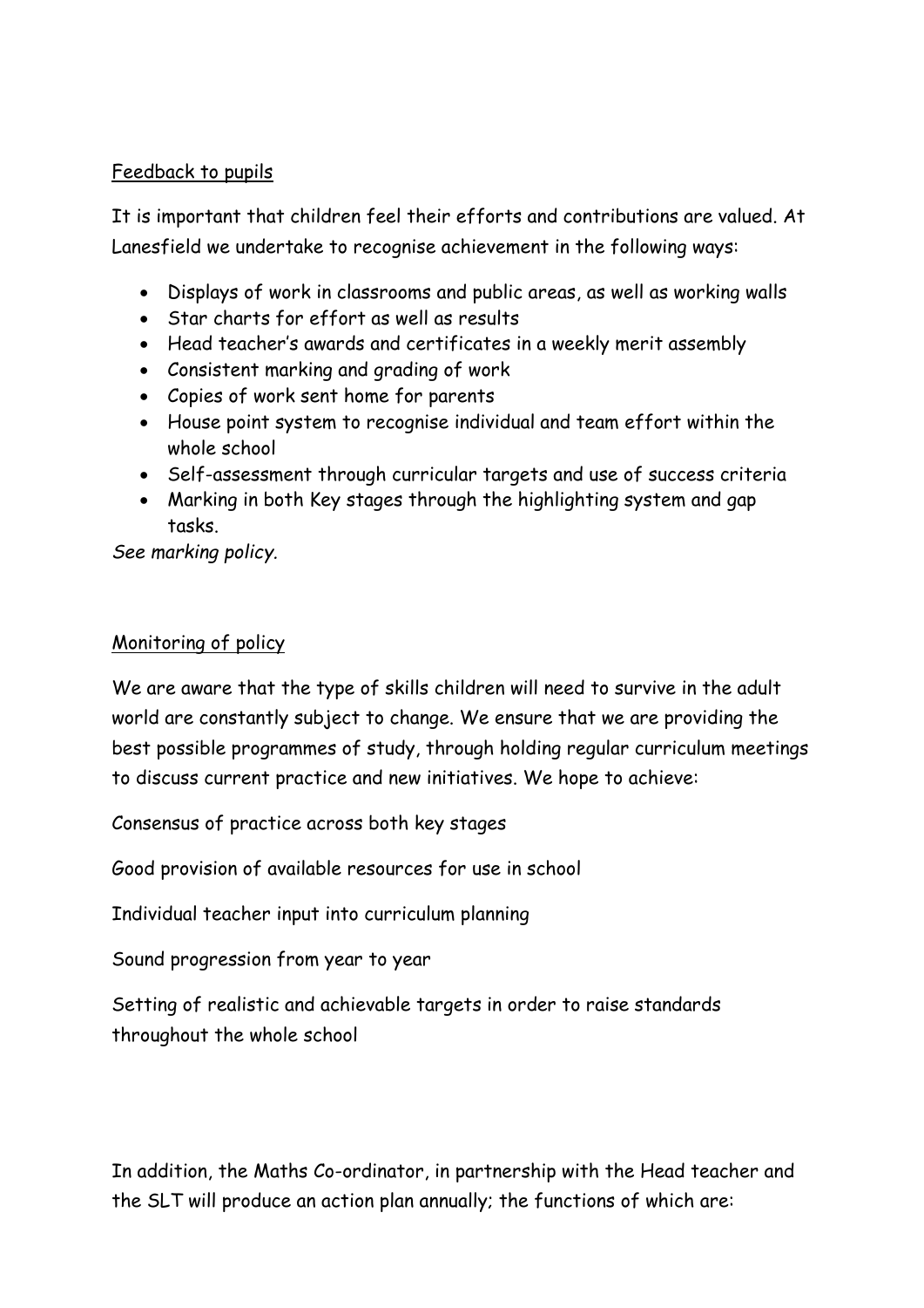## Feedback to pupils

It is important that children feel their efforts and contributions are valued. At Lanesfield we undertake to recognise achievement in the following ways:

- Displays of work in classrooms and public areas, as well as working walls
- Star charts for effort as well as results
- Head teacher's awards and certificates in a weekly merit assembly
- Consistent marking and grading of work
- Copies of work sent home for parents
- House point system to recognise individual and team effort within the whole school
- Self-assessment through curricular targets and use of success criteria
- Marking in both Key stages through the highlighting system and gap tasks.

*See marking policy.*

## Monitoring of policy

We are aware that the type of skills children will need to survive in the adult world are constantly subject to change. We ensure that we are providing the best possible programmes of study, through holding regular curriculum meetings to discuss current practice and new initiatives. We hope to achieve:

Consensus of practice across both key stages

Good provision of available resources for use in school

Individual teacher input into curriculum planning

Sound progression from year to year

Setting of realistic and achievable targets in order to raise standards throughout the whole school

In addition, the Maths Co-ordinator, in partnership with the Head teacher and the SLT will produce an action plan annually; the functions of which are: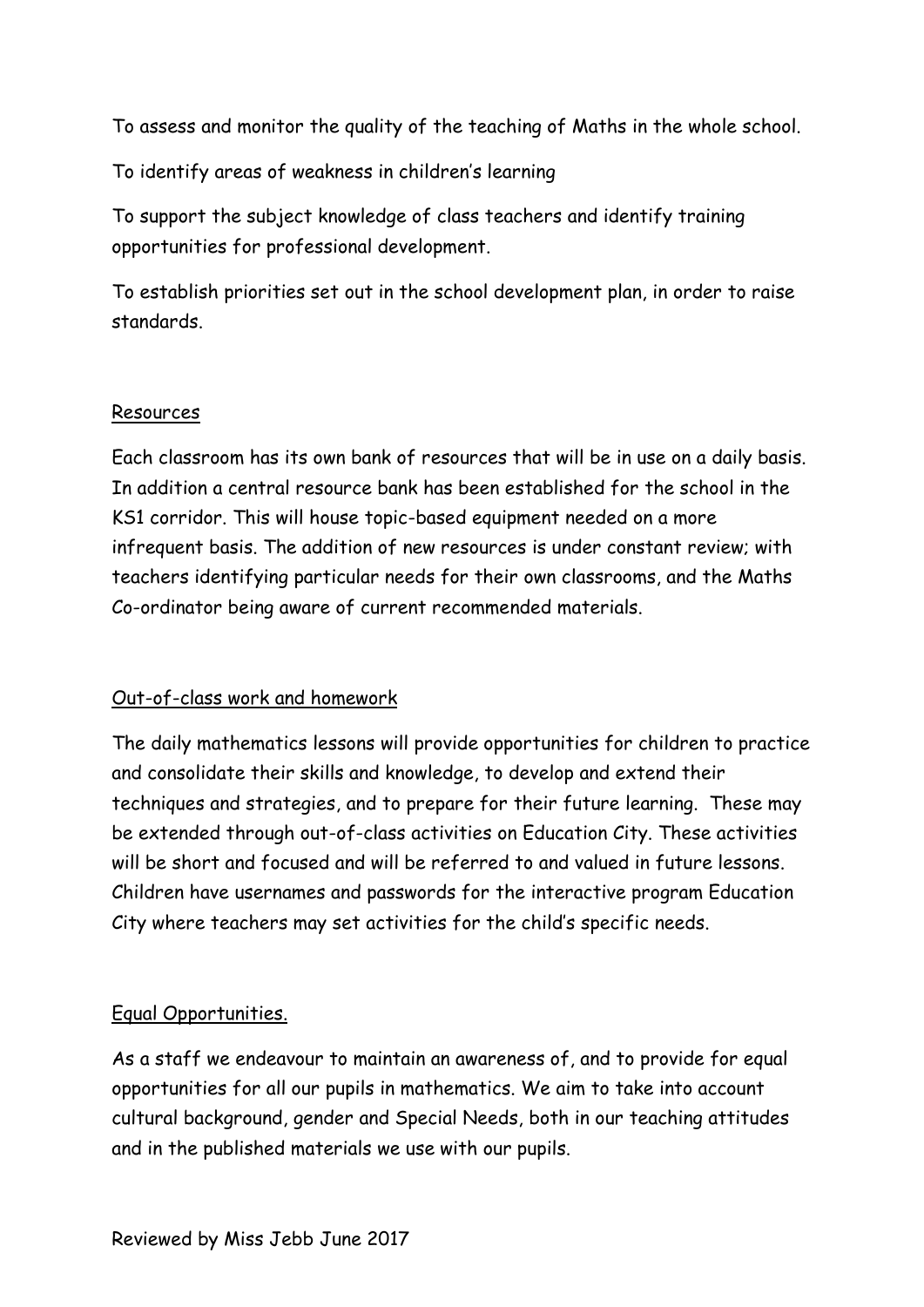To assess and monitor the quality of the teaching of Maths in the whole school.

To identify areas of weakness in children's learning

To support the subject knowledge of class teachers and identify training opportunities for professional development.

To establish priorities set out in the school development plan, in order to raise standards.

## Resources

Each classroom has its own bank of resources that will be in use on a daily basis. In addition a central resource bank has been established for the school in the KS1 corridor. This will house topic-based equipment needed on a more infrequent basis. The addition of new resources is under constant review; with teachers identifying particular needs for their own classrooms, and the Maths Co-ordinator being aware of current recommended materials.

## Out-of-class work and homework

The daily mathematics lessons will provide opportunities for children to practice and consolidate their skills and knowledge, to develop and extend their techniques and strategies, and to prepare for their future learning. These may be extended through out-of-class activities on Education City. These activities will be short and focused and will be referred to and valued in future lessons. Children have usernames and passwords for the interactive program Education City where teachers may set activities for the child's specific needs.

## Equal Opportunities.

As a staff we endeavour to maintain an awareness of, and to provide for equal opportunities for all our pupils in mathematics. We aim to take into account cultural background, gender and Special Needs, both in our teaching attitudes and in the published materials we use with our pupils.

Reviewed by Miss Jebb June 2017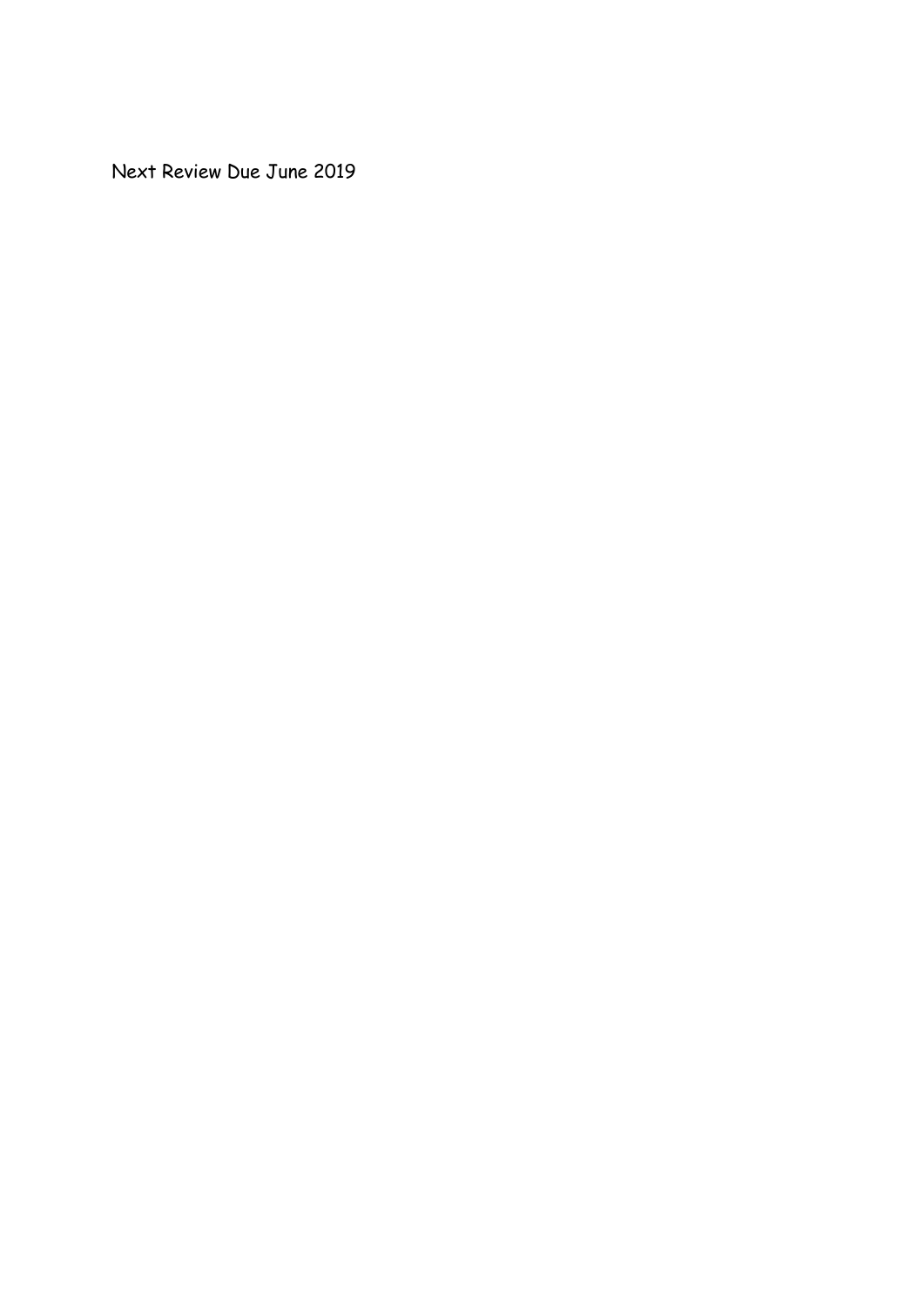Next Review Due June 2019